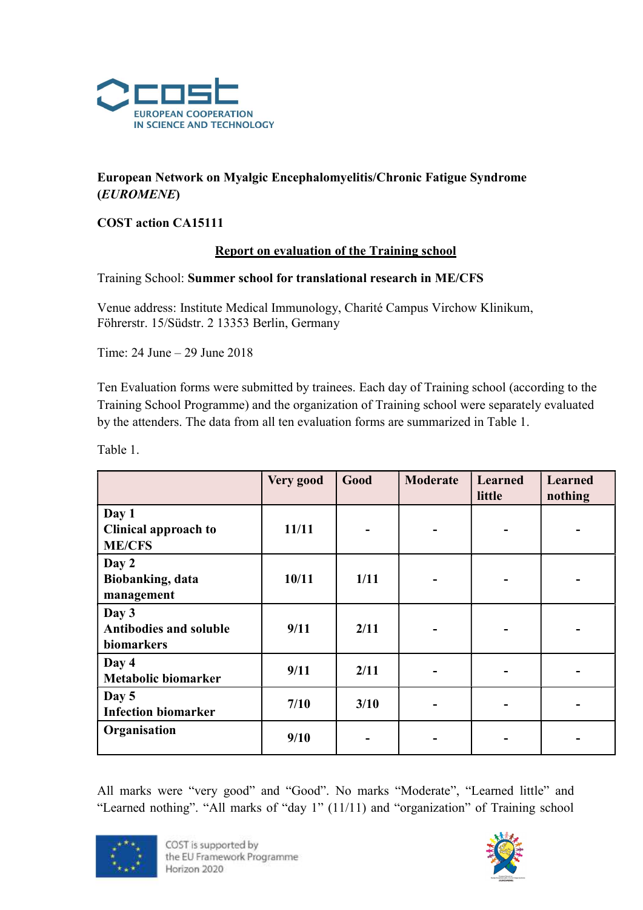COST
EUROPEAN COOPERATION
IN SCIENCE AND TECHNOLOGY

**European Network on Myalgic Encephalomyelitis/Chronic Fatigue Syndrome (*EUROMENE*)**

**COST action CA15111**

**Report on evaluation of the Training school**

Training School: **Summer school for translational research in ME/CFS**

Venue address: Institute Medical Immunology, Charité Campus Virchow Klinikum, Föhrerstr. 15/Südstr. 2 13353 Berlin, Germany

Time: 24 June – 29 June 2018

Ten Evaluation forms were submitted by trainees. Each day of Training school (according to the Training School Programme) and the organization of Training school were separately evaluated by the attenders. The data from all ten evaluation forms are summarized in Table 1.

Table 1.

| | Very good | Good | Moderate | Learned little | Learned nothing |
|---|---|---|---|---|---|
| **Day 1 Clinical approach to ME/CFS** | **11/11** | **-** | **-** | **-** | **-** |
| **Day 2 Biobanking, data management** | **10/11** | **1/11** | **-** | **-** | **-** |
| **Day 3 Antibodies and soluble biomarkers** | **9/11** | **2/11** | **-** | **-** | **-** |
| **Day 4 Metabolic biomarker** | **9/11** | **2/11** | **-** | **-** | **-** |
| **Day 5 Infection biomarker** | **7/10** | **3/10** | **-** | **-** | **-** |
| **Organisation** | **9/10** | **-** | **-** | **-** | **-** |

All marks were “very good” and “Good”. No marks “Moderate”, “Learned little” and “Learned nothing”. “All marks of “day 1” (11/11) and “organization” of Training school

COST is supported by the EU Framework Programme Horizon 2020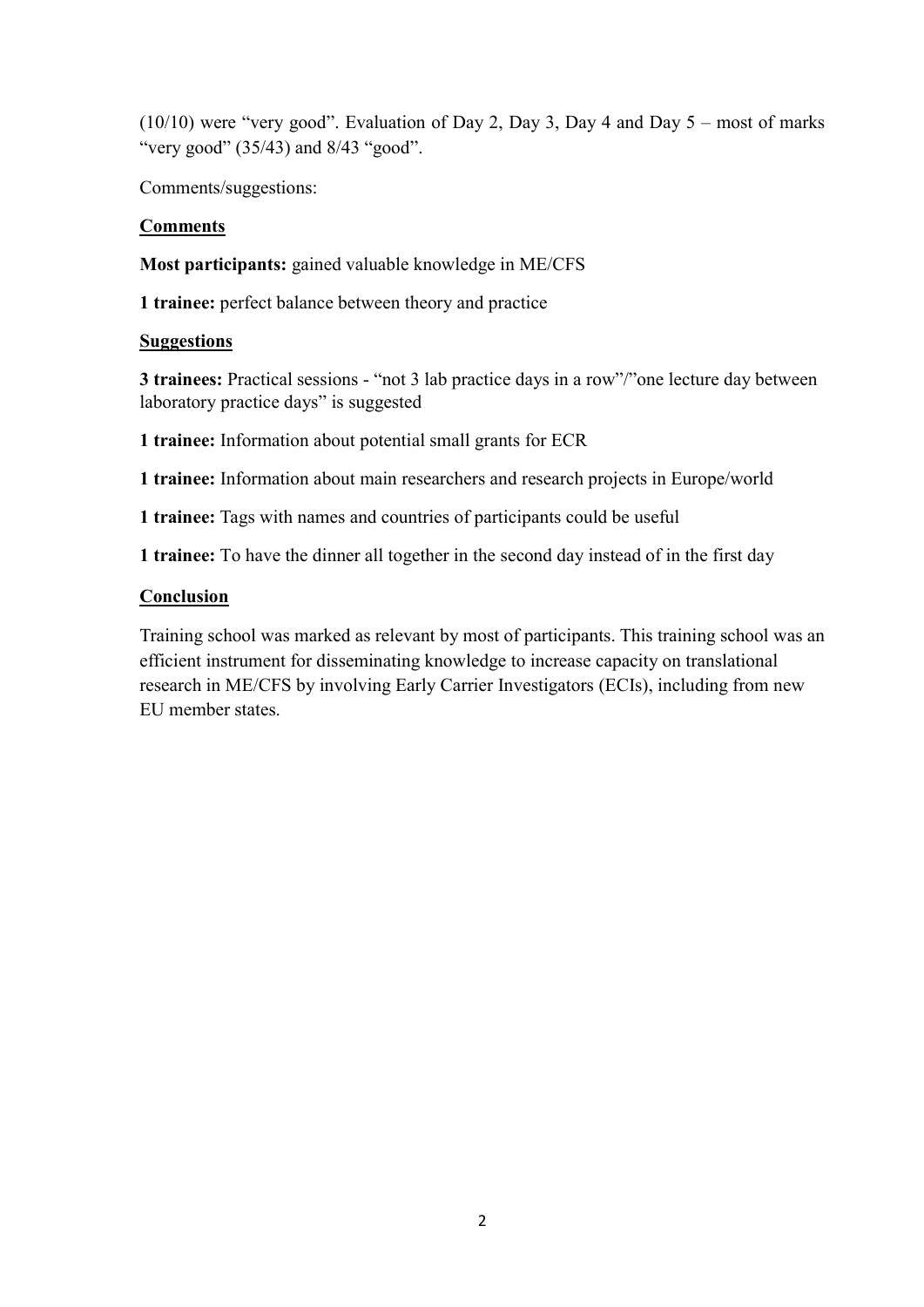(10/10) were "very good". Evaluation of Day 2, Day 3, Day 4 and Day 5 – most of marks "very good" (35/43) and 8/43 "good".

Comments/suggestions:

**Comments**

**Most participants:** gained valuable knowledge in ME/CFS

**1 trainee:** perfect balance between theory and practice

**Suggestions**

**3 trainees:** Practical sessions - "not 3 lab practice days in a row"/"one lecture day between laboratory practice days" is suggested

**1 trainee:** Information about potential small grants for ECR

**1 trainee:** Information about main researchers and research projects in Europe/world

**1 trainee:** Tags with names and countries of participants could be useful

**1 trainee:** To have the dinner all together in the second day instead of in the first day

**Conclusion**

Training school was marked as relevant by most of participants. This training school was an efficient instrument for disseminating knowledge to increase capacity on translational research in ME/CFS by involving Early Carrier Investigators (ECIs), including from new EU member states.